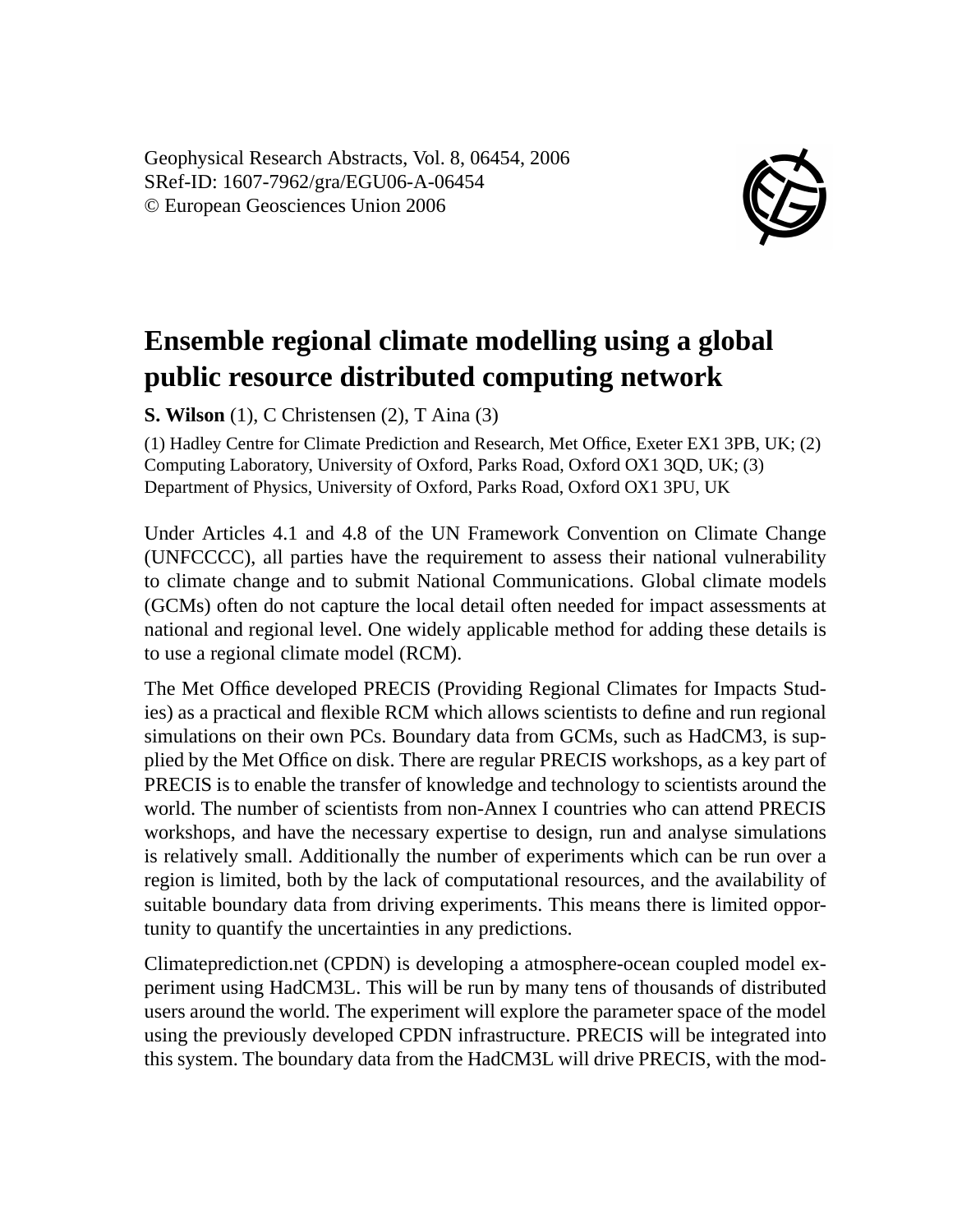# Ensemble regional climate modelling using a global public resource distributed computing network

**S. Wilson** (1), C Christensen (2), T Aina (3)

(1) Hadley Centre for Climate Prediction and Research, Met Office, Exeter EX1 3PB, UK; (2) Computing Laboratory, University of Oxford, Parks Road, Oxford OX1 3QD, UK; (3) Department of Physics, University of Oxford, Parks Road, Oxford OX1 3PU, UK

Under Articles 4.1 and 4.8 of the UN Framework Convention on Climate Change (UNFCCCC), all parties have the requirement to assess their national vulnerability to climate change and to submit National Communications. Global climate models (GCMs) often do not capture the local detail often needed for impact assessments at national and regional level. One widely applicable method for adding these details is to use a regional climate model (RCM).

The Met Office developed PRECIS (Providing Regional Climates for Impacts Studies) as a practical and flexible RCM which allows scientists to define and run regional simulations on their own PCs. Boundary data from GCMs, such as HadCM3, is supplied by the Met Office on disk. There are regular PRECIS workshops, as a key part of PRECIS is to enable the transfer of knowledge and technology to scientists around the world. The number of scientists from non-Annex I countries who can attend PRECIS workshops, and have the necessary expertise to design, run and analyse simulations is relatively small. Additionally the number of experiments which can be run over a region is limited, both by the lack of computational resources, and the availability of suitable boundary data from driving experiments. This means there is limited opportunity to quantify the uncertainties in any predictions.

Climateprediction.net (CPDN) is developing a atmosphere-ocean coupled model experiment using HadCM3L. This will be run by many tens of thousands of distributed users around the world. The experiment will explore the parameter space of the model using the previously developed CPDN infrastructure. PRECIS will be integrated into this system. The boundary data from the HadCM3L will drive PRECIS, with the mod-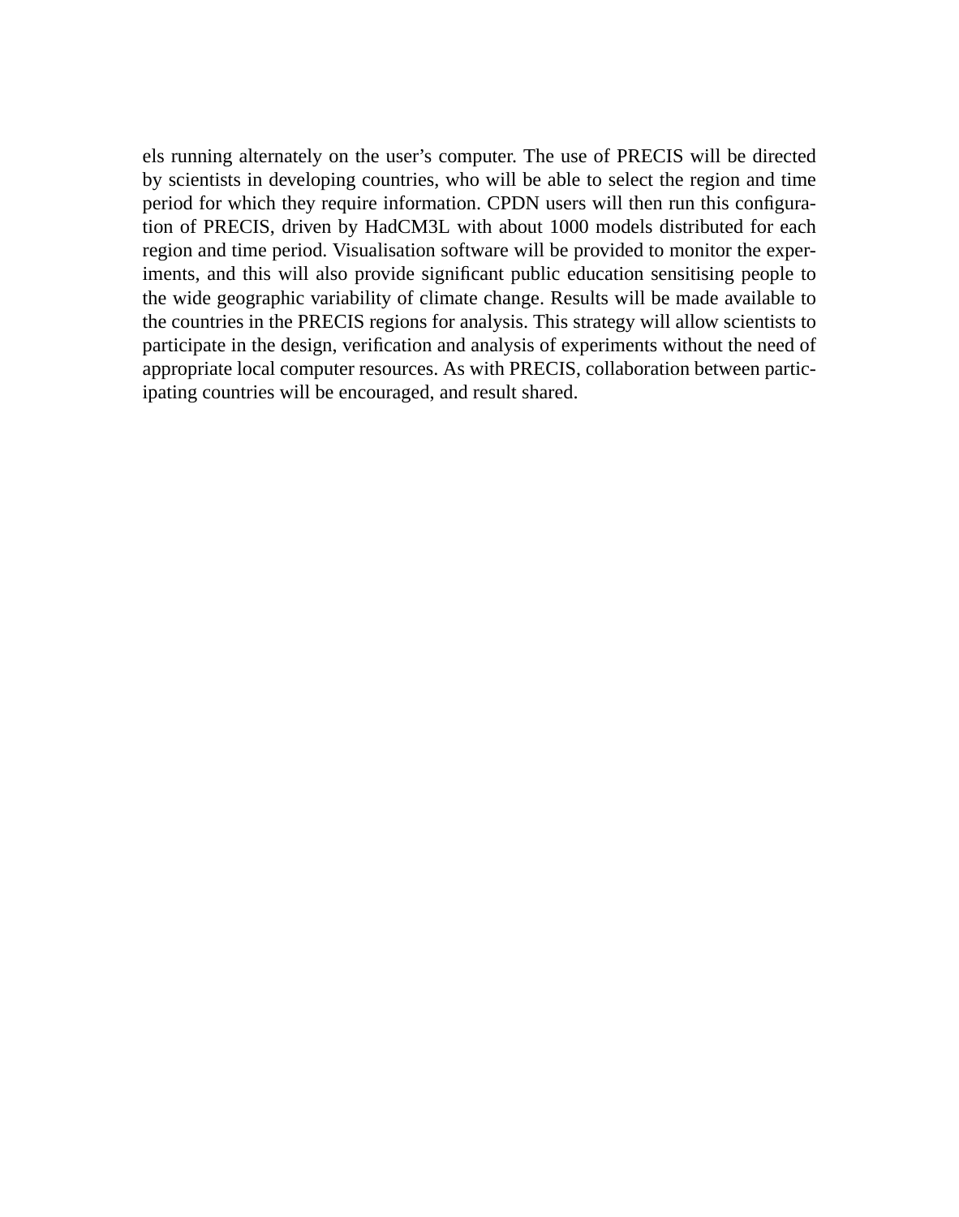els running alternately on the user's computer. The use of PRECIS will be directed by scientists in developing countries, who will be able to select the region and time period for which they require information. CPDN users will then run this configuration of PRECIS, driven by HadCM3L with about 1000 models distributed for each region and time period. Visualisation software will be provided to monitor the experiments, and this will also provide significant public education sensitising people to the wide geographic variability of climate change. Results will be made available to the countries in the PRECIS regions for analysis. This strategy will allow scientists to participate in the design, verification and analysis of experiments without the need of appropriate local computer resources. As with PRECIS, collaboration between participating countries will be encouraged, and result shared.